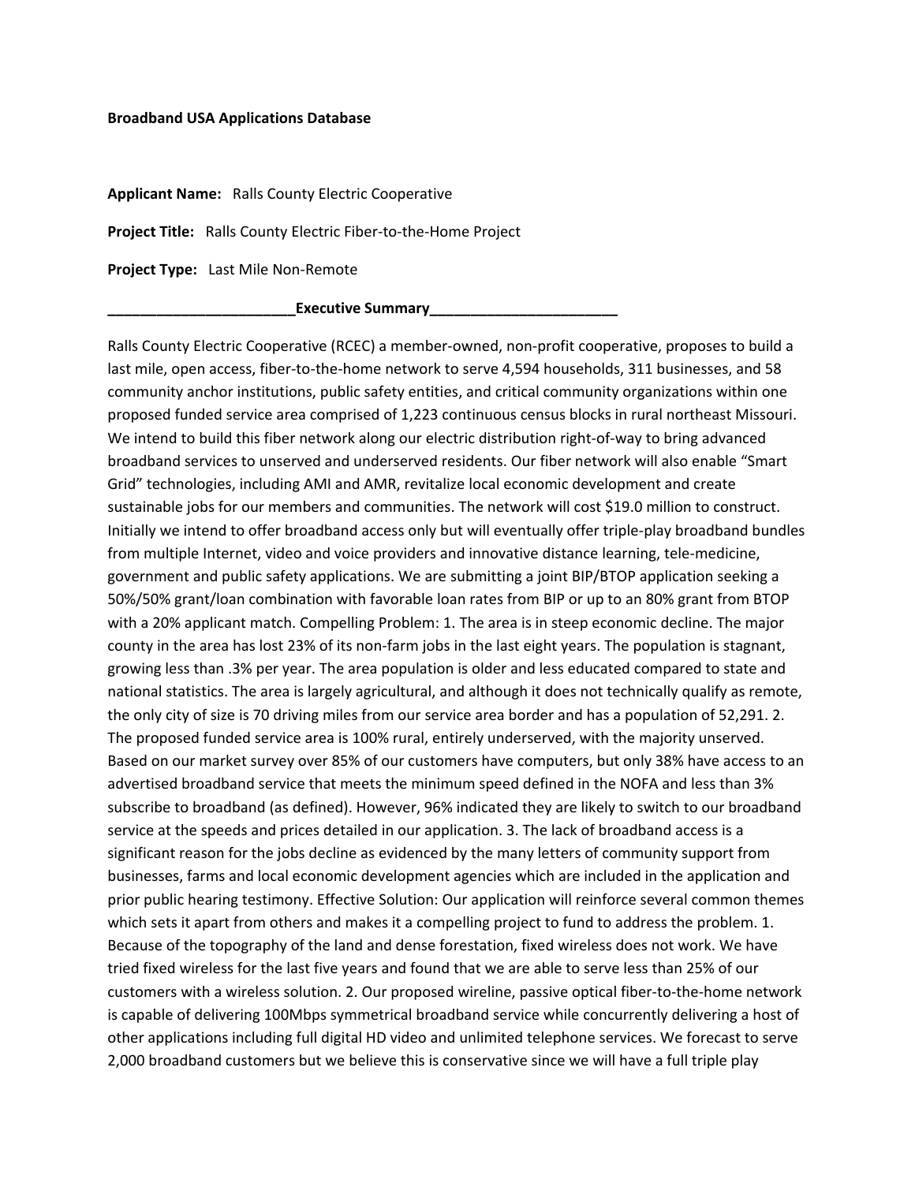**Broadband USA Applications Database**

**Applicant Name:** Ralls County Electric Cooperative

**Project Title:** Ralls County Electric Fiber-to-the-Home Project

**Project Type:** Last Mile Non-Remote

**_______________________Executive Summary_______________________**

Ralls County Electric Cooperative (RCEC) a member-owned, non-profit cooperative, proposes to build a last mile, open access, fiber-to-the-home network to serve 4,594 households, 311 businesses, and 58 community anchor institutions, public safety entities, and critical community organizations within one proposed funded service area comprised of 1,223 continuous census blocks in rural northeast Missouri. We intend to build this fiber network along our electric distribution right-of-way to bring advanced broadband services to unserved and underserved residents. Our fiber network will also enable "Smart Grid" technologies, including AMI and AMR, revitalize local economic development and create sustainable jobs for our members and communities. The network will cost $19.0 million to construct. Initially we intend to offer broadband access only but will eventually offer triple-play broadband bundles from multiple Internet, video and voice providers and innovative distance learning, tele-medicine, government and public safety applications. We are submitting a joint BIP/BTOP application seeking a 50%/50% grant/loan combination with favorable loan rates from BIP or up to an 80% grant from BTOP with a 20% applicant match. Compelling Problem: 1. The area is in steep economic decline. The major county in the area has lost 23% of its non-farm jobs in the last eight years. The population is stagnant, growing less than .3% per year. The area population is older and less educated compared to state and national statistics. The area is largely agricultural, and although it does not technically qualify as remote, the only city of size is 70 driving miles from our service area border and has a population of 52,291. 2. The proposed funded service area is 100% rural, entirely underserved, with the majority unserved. Based on our market survey over 85% of our customers have computers, but only 38% have access to an advertised broadband service that meets the minimum speed defined in the NOFA and less than 3% subscribe to broadband (as defined). However, 96% indicated they are likely to switch to our broadband service at the speeds and prices detailed in our application. 3. The lack of broadband access is a significant reason for the jobs decline as evidenced by the many letters of community support from businesses, farms and local economic development agencies which are included in the application and prior public hearing testimony. Effective Solution: Our application will reinforce several common themes which sets it apart from others and makes it a compelling project to fund to address the problem. 1. Because of the topography of the land and dense forestation, fixed wireless does not work. We have tried fixed wireless for the last five years and found that we are able to serve less than 25% of our customers with a wireless solution. 2. Our proposed wireline, passive optical fiber-to-the-home network is capable of delivering 100Mbps symmetrical broadband service while concurrently delivering a host of other applications including full digital HD video and unlimited telephone services. We forecast to serve 2,000 broadband customers but we believe this is conservative since we will have a full triple play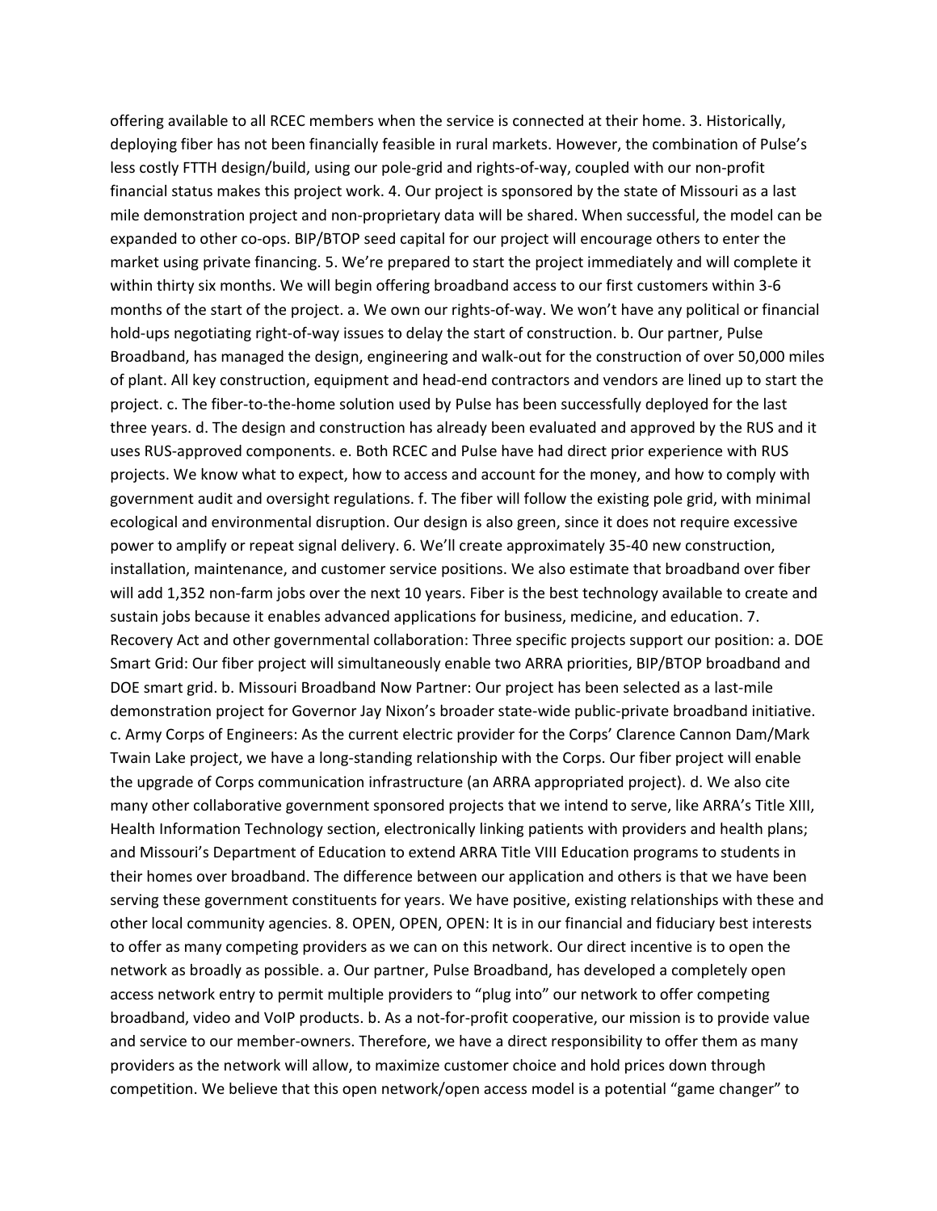offering available to all RCEC members when the service is connected at their home. 3. Historically, deploying fiber has not been financially feasible in rural markets. However, the combination of Pulse's less costly FTTH design/build, using our pole-grid and rights-of-way, coupled with our non-profit financial status makes this project work. 4. Our project is sponsored by the state of Missouri as a last mile demonstration project and non-proprietary data will be shared. When successful, the model can be expanded to other co-ops. BIP/BTOP seed capital for our project will encourage others to enter the market using private financing. 5. We're prepared to start the project immediately and will complete it within thirty six months. We will begin offering broadband access to our first customers within 3-6 months of the start of the project. a. We own our rights-of-way. We won't have any political or financial hold-ups negotiating right-of-way issues to delay the start of construction. b. Our partner, Pulse Broadband, has managed the design, engineering and walk-out for the construction of over 50,000 miles of plant. All key construction, equipment and head-end contractors and vendors are lined up to start the project. c. The fiber-to-the-home solution used by Pulse has been successfully deployed for the last three years. d. The design and construction has already been evaluated and approved by the RUS and it uses RUS-approved components. e. Both RCEC and Pulse have had direct prior experience with RUS projects. We know what to expect, how to access and account for the money, and how to comply with government audit and oversight regulations. f. The fiber will follow the existing pole grid, with minimal ecological and environmental disruption. Our design is also green, since it does not require excessive power to amplify or repeat signal delivery. 6. We'll create approximately 35-40 new construction, installation, maintenance, and customer service positions. We also estimate that broadband over fiber will add 1,352 non-farm jobs over the next 10 years. Fiber is the best technology available to create and sustain jobs because it enables advanced applications for business, medicine, and education. 7. Recovery Act and other governmental collaboration: Three specific projects support our position: a. DOE Smart Grid: Our fiber project will simultaneously enable two ARRA priorities, BIP/BTOP broadband and DOE smart grid. b. Missouri Broadband Now Partner: Our project has been selected as a last-mile demonstration project for Governor Jay Nixon's broader state-wide public-private broadband initiative. c. Army Corps of Engineers: As the current electric provider for the Corps' Clarence Cannon Dam/Mark Twain Lake project, we have a long-standing relationship with the Corps. Our fiber project will enable the upgrade of Corps communication infrastructure (an ARRA appropriated project). d. We also cite many other collaborative government sponsored projects that we intend to serve, like ARRA's Title XIII, Health Information Technology section, electronically linking patients with providers and health plans; and Missouri's Department of Education to extend ARRA Title VIII Education programs to students in their homes over broadband. The difference between our application and others is that we have been serving these government constituents for years. We have positive, existing relationships with these and other local community agencies. 8. OPEN, OPEN, OPEN: It is in our financial and fiduciary best interests to offer as many competing providers as we can on this network. Our direct incentive is to open the network as broadly as possible. a. Our partner, Pulse Broadband, has developed a completely open access network entry to permit multiple providers to "plug into" our network to offer competing broadband, video and VoIP products. b. As a not-for-profit cooperative, our mission is to provide value and service to our member-owners. Therefore, we have a direct responsibility to offer them as many providers as the network will allow, to maximize customer choice and hold prices down through competition. We believe that this open network/open access model is a potential "game changer" to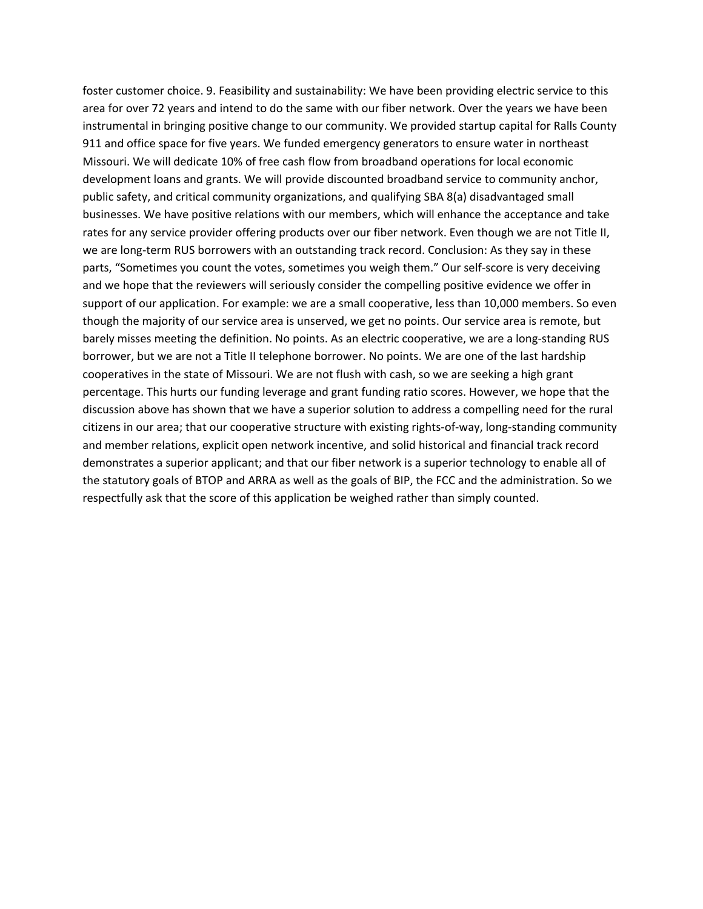foster customer choice. 9. Feasibility and sustainability: We have been providing electric service to this area for over 72 years and intend to do the same with our fiber network. Over the years we have been instrumental in bringing positive change to our community. We provided startup capital for Ralls County 911 and office space for five years. We funded emergency generators to ensure water in northeast Missouri. We will dedicate 10% of free cash flow from broadband operations for local economic development loans and grants. We will provide discounted broadband service to community anchor, public safety, and critical community organizations, and qualifying SBA 8(a) disadvantaged small businesses. We have positive relations with our members, which will enhance the acceptance and take rates for any service provider offering products over our fiber network. Even though we are not Title II, we are long-term RUS borrowers with an outstanding track record. Conclusion: As they say in these parts, "Sometimes you count the votes, sometimes you weigh them." Our self-score is very deceiving and we hope that the reviewers will seriously consider the compelling positive evidence we offer in support of our application. For example: we are a small cooperative, less than 10,000 members. So even though the majority of our service area is unserved, we get no points. Our service area is remote, but barely misses meeting the definition. No points. As an electric cooperative, we are a long-standing RUS borrower, but we are not a Title II telephone borrower. No points. We are one of the last hardship cooperatives in the state of Missouri. We are not flush with cash, so we are seeking a high grant percentage. This hurts our funding leverage and grant funding ratio scores. However, we hope that the discussion above has shown that we have a superior solution to address a compelling need for the rural citizens in our area; that our cooperative structure with existing rights-of-way, long-standing community and member relations, explicit open network incentive, and solid historical and financial track record demonstrates a superior applicant; and that our fiber network is a superior technology to enable all of the statutory goals of BTOP and ARRA as well as the goals of BIP, the FCC and the administration. So we respectfully ask that the score of this application be weighed rather than simply counted.